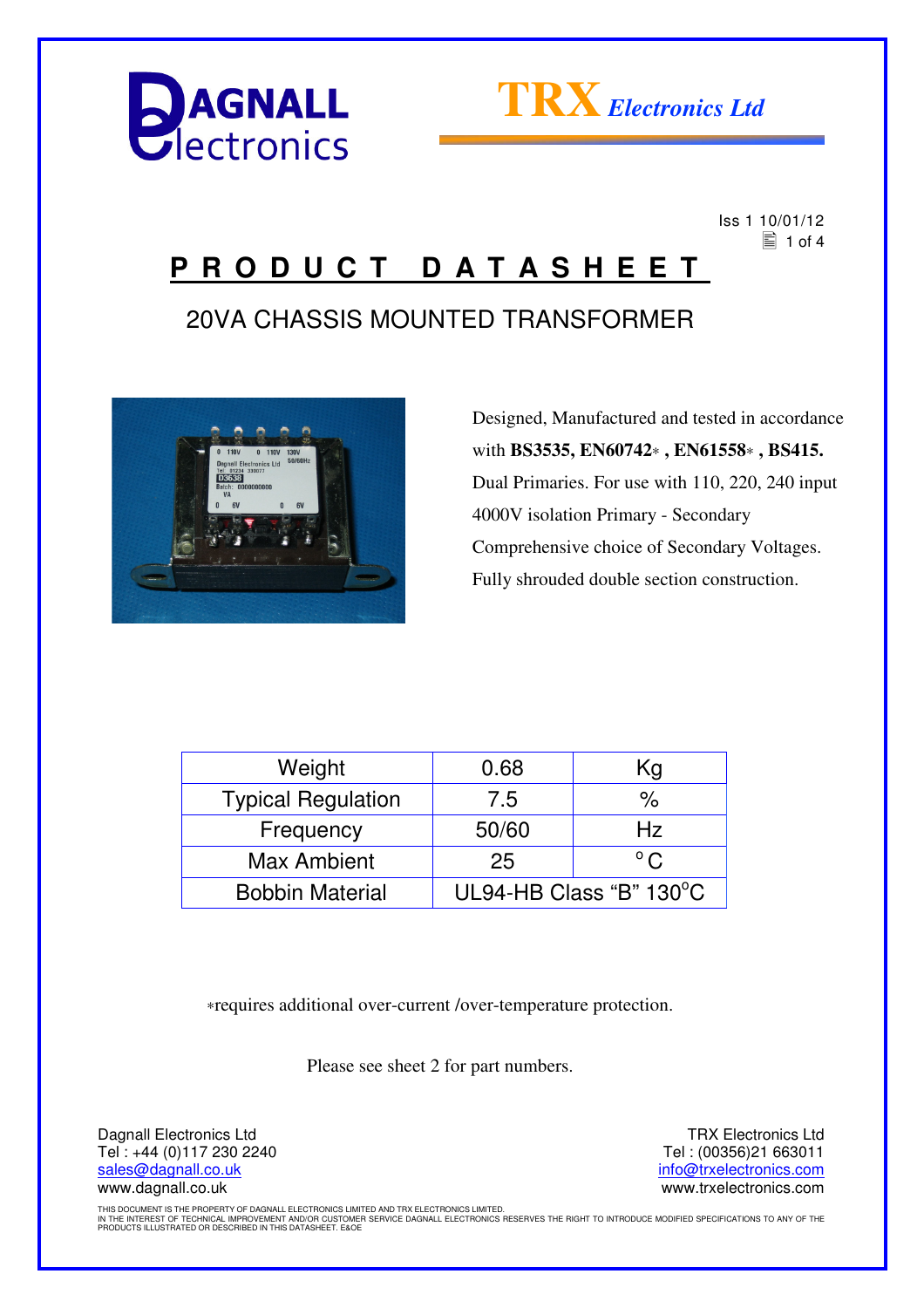Dagnall Electronics

TRX Electronics Ltd

Iss 1 10/01/12

# PRODUCT DATASHEET

## 20VA CHASSIS MOUNTED TRANSFORMER

Designed, Manufactured and tested in accordance with **BS3535, EN60742*, EN61558*, BS415.**

Dual Primaries. For use with 110, 220, 240 input

4000V isolation Primary - Secondary

Comprehensive choice of Secondary Voltages.

Fully shrouded double section construction.

| Weight | 0.68 | Kg |
|---|---|---|
| Typical Regulation | 7.5 | % |
| Frequency | 50/60 | Hz |
| Max Ambient | 25 | °C |
| Bobbin Material | UL94-HB Class "B" 130°C | |

*requires additional over-current /over-temperature protection.

Please see sheet 2 for part numbers.

Dagnall Electronics Ltd
Tel : +44 (0)117 230 2240
sales@dagnall.co.uk
www.dagnall.co.uk

TRX Electronics Ltd
Tel : (00356)21 663011
info@trxelectronics.com
www.trxelectronics.com

THIS DOCUMENT IS THE PROPERTY OF DAGNALL ELECTRONICS LIMITED AND TRX ELECTRONICS LIMITED.
IN THE INTEREST OF TECHNICAL IMPROVEMENT AND/OR CUSTOMER SERVICE DAGNALL ELECTRONICS RESERVES THE RIGHT TO INTRODUCE MODIFIED SPECIFICATIONS TO ANY OF THE PRODUCTS ILLUSTRATED OR DESCRIBED IN THIS DATASHEET. E&OE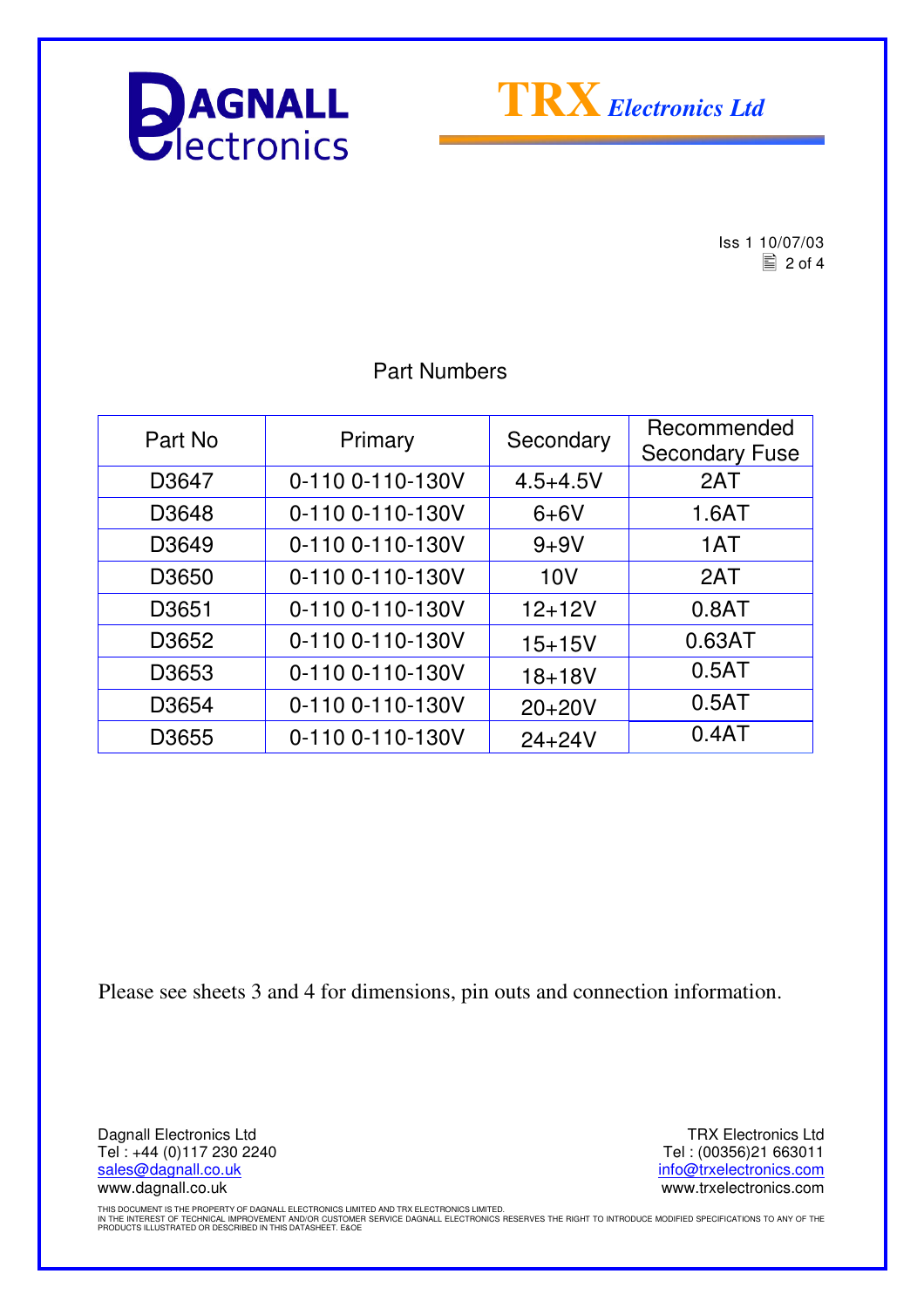Iss 1 10/07/03

## Part Numbers

| Part No | Primary | Secondary | Recommended Secondary Fuse |
| --- | --- | --- | --- |
| D3647 | 0-110 0-110-130V | 4.5+4.5V | 2AT |
| D3648 | 0-110 0-110-130V | 6+6V | 1.6AT |
| D3649 | 0-110 0-110-130V | 9+9V | 1AT |
| D3650 | 0-110 0-110-130V | 10V | 2AT |
| D3651 | 0-110 0-110-130V | 12+12V | 0.8AT |
| D3652 | 0-110 0-110-130V | 15+15V | 0.63AT |
| D3653 | 0-110 0-110-130V | 18+18V | 0.5AT |
| D3654 | 0-110 0-110-130V | 20+20V | 0.5AT |
| D3655 | 0-110 0-110-130V | 24+24V | 0.4AT |

Please see sheets 3 and 4 for dimensions, pin outs and connection information.

Dagnall Electronics Ltd
Tel : +44 (0)117 230 2240
sales@dagnall.co.uk
www.dagnall.co.uk

TRX Electronics Ltd
Tel : (00356)21 663011
info@trxelectronics.com
www.trxelectronics.com

THIS DOCUMENT IS THE PROPERTY OF DAGNALL ELECTRONICS LIMITED AND TRX ELECTRONICS LIMITED.
IN THE INTEREST OF TECHNICAL IMPROVEMENT AND/OR CUSTOMER SERVICE DAGNALL ELECTRONICS RESERVES THE RIGHT TO INTRODUCE MODIFIED SPECIFICATIONS TO ANY OF THE PRODUCTS ILLUSTRATED OR DESCRIBED IN THIS DATASHEET. E&OE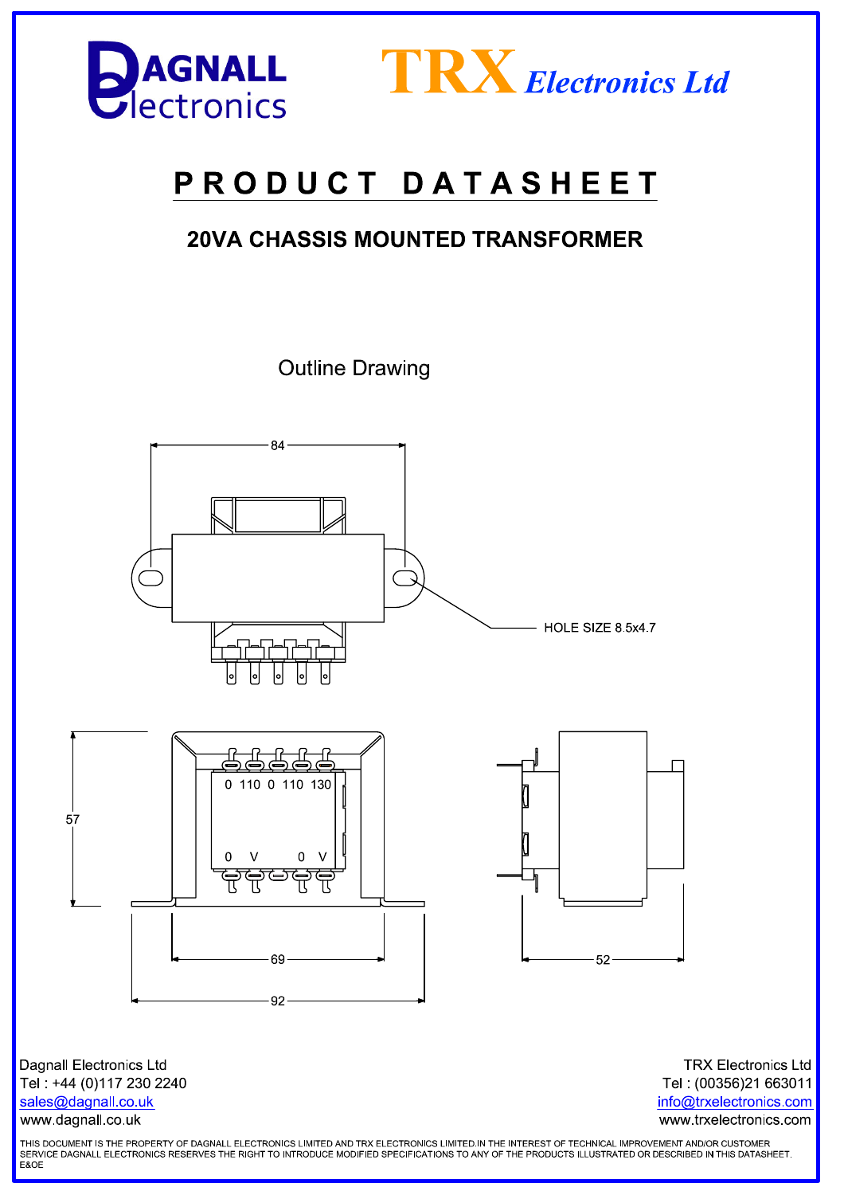DAGNALL Electronics

TRX Electronics Ltd

# PRODUCT DATASHEET

## 20VA CHASSIS MOUNTED TRANSFORMER

Outline Drawing

84

HOLE SIZE 8.5x4.7

57

0 110 0 110 130

0 V 0 V

69

92

52

Dagnall Electronics Ltd
Tel : +44 (0)117 230 2240
sales@dagnall.co.uk
www.dagnall.co.uk

TRX Electronics Ltd
Tel : (00356)21 663011
info@trxelectronics.com
www.trxelectronics.com

THIS DOCUMENT IS THE PROPERTY OF DAGNALL ELECTRONICS LIMITED AND TRX ELECTRONICS LIMITED.IN THE INTEREST OF TECHNICAL IMPROVEMENT AND/OR CUSTOMER SERVICE DAGNALL ELECTRONICS RESERVES THE RIGHT TO INTRODUCE MODIFIED SPECIFICATIONS TO ANY OF THE PRODUCTS ILLUSTRATED OR DESCRIBED IN THIS DATASHEET. E&OE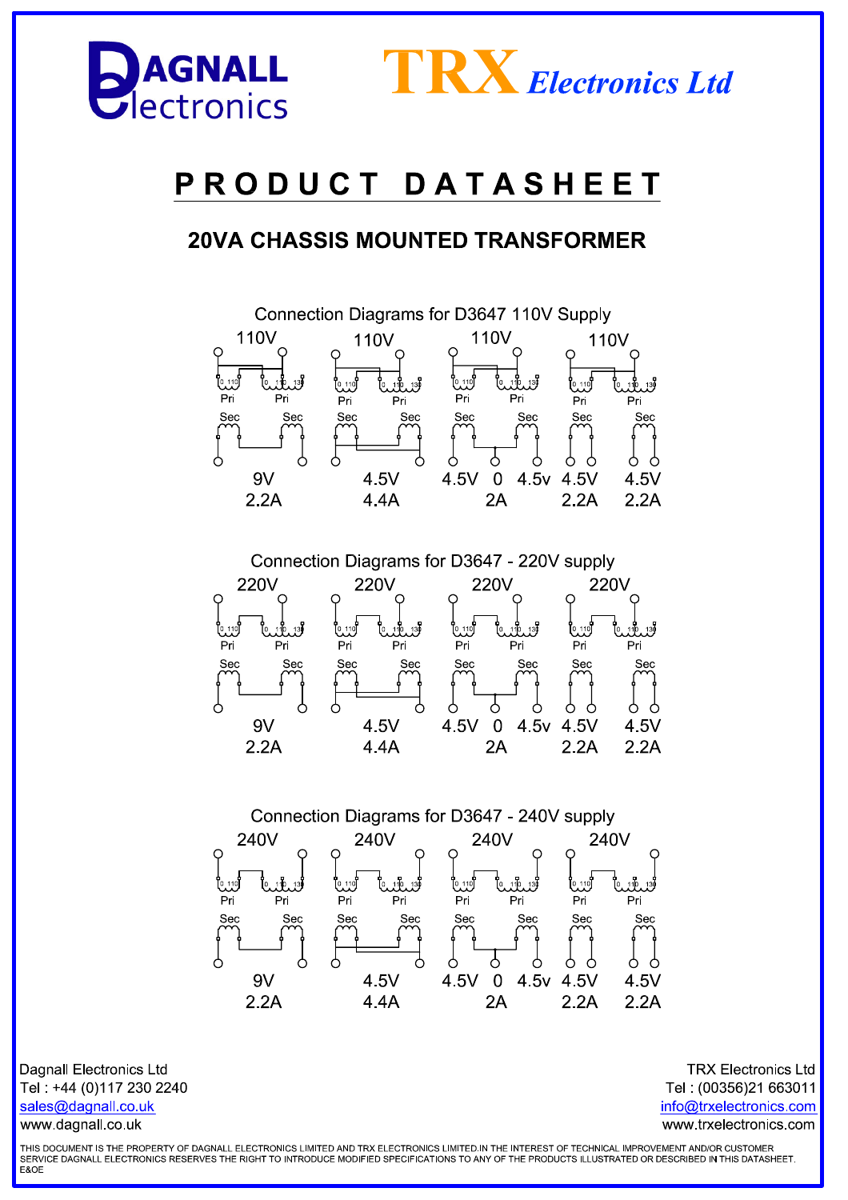DAGNALL Electronics

TRX *Electronics Ltd*

# PRODUCT DATASHEET

## 20VA CHASSIS MOUNTED TRANSFORMER

Connection Diagrams for D3647 110V Supply

110V 110V 110V 110V

Pri Pri Pri Pri Pri Pri Pri Pri

Sec Sec Sec Sec Sec Sec Sec Sec

9V 2.2A

4.5V 4.4A

4.5V 0 4.5v 2A

4.5V 2.2A

4.5V 2.2A

Connection Diagrams for D3647 - 220V supply

220V 220V 220V 220V

Pri Pri Pri Pri Pri Pri Pri Pri

Sec Sec Sec Sec Sec Sec Sec Sec

9V 2.2A

4.5V 4.4A

4.5V 0 4.5v 2A

4.5V 2.2A

4.5V 2.2A

Connection Diagrams for D3647 - 240V supply

240V 240V 240V 240V

Pri Pri Pri Pri Pri Pri Pri Pri

Sec Sec Sec Sec Sec Sec Sec Sec

9V 2.2A

4.5V 4.4A

4.5V 0 4.5v 2A

4.5V 2.2A

4.5V 2.2A

Dagnall Electronics Ltd
Tel : +44 (0)117 230 2240
sales@dagnall.co.uk
www.dagnall.co.uk

TRX Electronics Ltd
Tel : (00356)21 663011
info@trxelectronics.com
www.trxelectronics.com

THIS DOCUMENT IS THE PROPERTY OF DAGNALL ELECTRONICS LIMITED AND TRX ELECTRONICS LIMITED.IN THE INTEREST OF TECHNICAL IMPROVEMENT AND/OR CUSTOMER SERVICE DAGNALL ELECTRONICS RESERVES THE RIGHT TO INTRODUCE MODIFIED SPECIFICATIONS TO ANY OF THE PRODUCTS ILLUSTRATED OR DESCRIBED IN THIS DATASHEET. E&OE